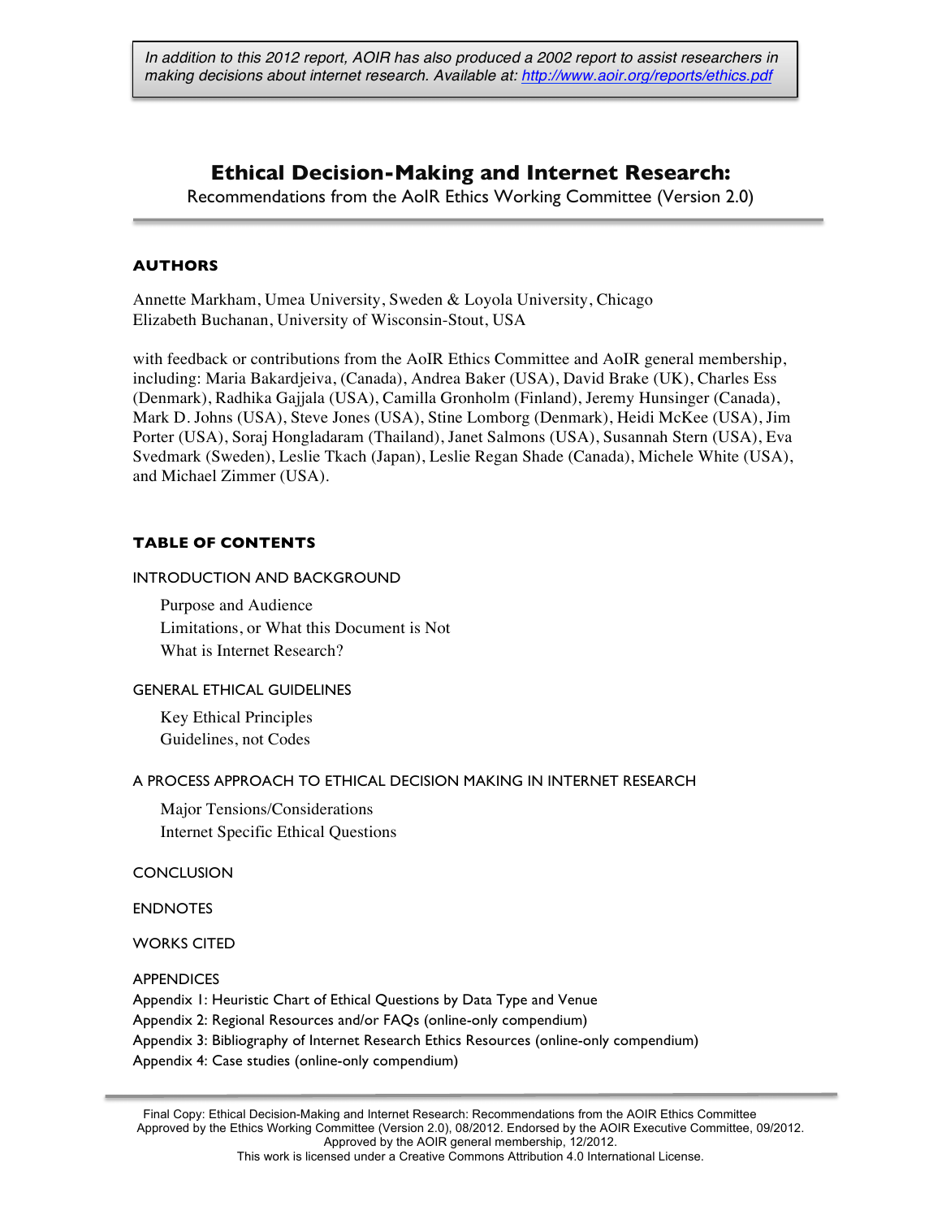*In addition to this 2012 report, AOIR has also produced a 2002 report to assist researchers in making decisions about internet research. Available at: http://www.aoir.org/reports/ethics.pdf*

# Ethical Decision-Making and Internet Research:

Recommendations from the AoIR Ethics Working Committee (Version 2.0)

## AUTHORS

Annette Markham, Umea University, Sweden & Loyola University, Chicago
Elizabeth Buchanan, University of Wisconsin-Stout, USA

with feedback or contributions from the AoIR Ethics Committee and AoIR general membership, including: Maria Bakardjeiva, (Canada), Andrea Baker (USA), David Brake (UK), Charles Ess (Denmark), Radhika Gajjala (USA), Camilla Gronholm (Finland), Jeremy Hunsinger (Canada), Mark D. Johns (USA), Steve Jones (USA), Stine Lomborg (Denmark), Heidi McKee (USA), Jim Porter (USA), Soraj Hongladaram (Thailand), Janet Salmons (USA), Susannah Stern (USA), Eva Svedmark (Sweden), Leslie Tkach (Japan), Leslie Regan Shade (Canada), Michele White (USA), and Michael Zimmer (USA).

## TABLE OF CONTENTS

INTRODUCTION AND BACKGROUND

- Purpose and Audience
- Limitations, or What this Document is Not
- What is Internet Research?

GENERAL ETHICAL GUIDELINES

- Key Ethical Principles
- Guidelines, not Codes

A PROCESS APPROACH TO ETHICAL DECISION MAKING IN INTERNET RESEARCH

- Major Tensions/Considerations
- Internet Specific Ethical Questions

CONCLUSION

ENDNOTES

WORKS CITED

APPENDICES

Appendix 1: Heuristic Chart of Ethical Questions by Data Type and Venue
Appendix 2: Regional Resources and/or FAQs (online-only compendium)
Appendix 3: Bibliography of Internet Research Ethics Resources (online-only compendium)
Appendix 4: Case studies (online-only compendium)

Final Copy: Ethical Decision-Making and Internet Research: Recommendations from the AOIR Ethics Committee
Approved by the Ethics Working Committee (Version 2.0), 08/2012. Endorsed by the AOIR Executive Committee, 09/2012.
Approved by the AOIR general membership, 12/2012.
This work is licensed under a Creative Commons Attribution 4.0 International License.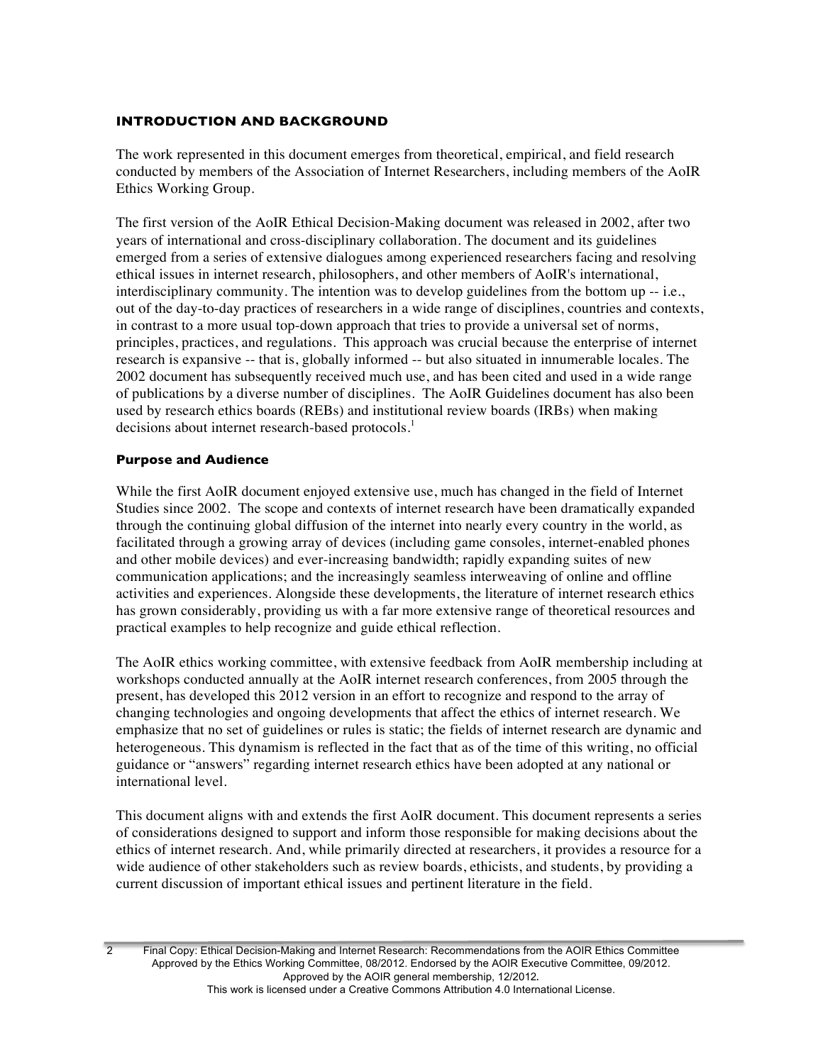## INTRODUCTION AND BACKGROUND

The work represented in this document emerges from theoretical, empirical, and field research conducted by members of the Association of Internet Researchers, including members of the AoIR Ethics Working Group.

The first version of the AoIR Ethical Decision-Making document was released in 2002, after two years of international and cross-disciplinary collaboration. The document and its guidelines emerged from a series of extensive dialogues among experienced researchers facing and resolving ethical issues in internet research, philosophers, and other members of AoIR's international, interdisciplinary community. The intention was to develop guidelines from the bottom up -- i.e., out of the day-to-day practices of researchers in a wide range of disciplines, countries and contexts, in contrast to a more usual top-down approach that tries to provide a universal set of norms, principles, practices, and regulations. This approach was crucial because the enterprise of internet research is expansive -- that is, globally informed -- but also situated in innumerable locales. The 2002 document has subsequently received much use, and has been cited and used in a wide range of publications by a diverse number of disciplines. The AoIR Guidelines document has also been used by research ethics boards (REBs) and institutional review boards (IRBs) when making decisions about internet research-based protocols.[1]

### Purpose and Audience

While the first AoIR document enjoyed extensive use, much has changed in the field of Internet Studies since 2002. The scope and contexts of internet research have been dramatically expanded through the continuing global diffusion of the internet into nearly every country in the world, as facilitated through a growing array of devices (including game consoles, internet-enabled phones and other mobile devices) and ever-increasing bandwidth; rapidly expanding suites of new communication applications; and the increasingly seamless interweaving of online and offline activities and experiences. Alongside these developments, the literature of internet research ethics has grown considerably, providing us with a far more extensive range of theoretical resources and practical examples to help recognize and guide ethical reflection.

The AoIR ethics working committee, with extensive feedback from AoIR membership including at workshops conducted annually at the AoIR internet research conferences, from 2005 through the present, has developed this 2012 version in an effort to recognize and respond to the array of changing technologies and ongoing developments that affect the ethics of internet research. We emphasize that no set of guidelines or rules is static; the fields of internet research are dynamic and heterogeneous. This dynamism is reflected in the fact that as of the time of this writing, no official guidance or "answers" regarding internet research ethics have been adopted at any national or international level.

This document aligns with and extends the first AoIR document. This document represents a series of considerations designed to support and inform those responsible for making decisions about the ethics of internet research. And, while primarily directed at researchers, it provides a resource for a wide audience of other stakeholders such as review boards, ethicists, and students, by providing a current discussion of important ethical issues and pertinent literature in the field.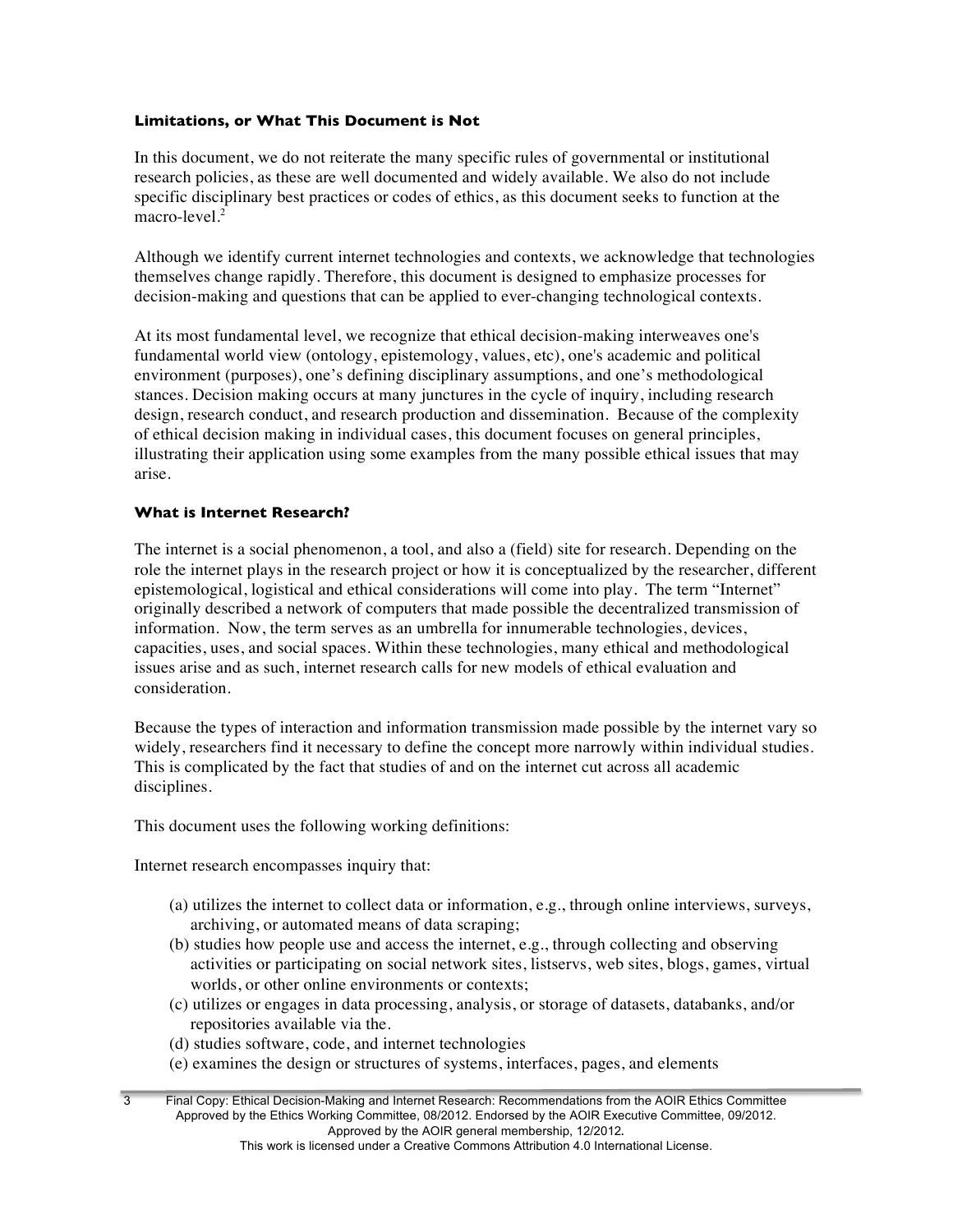### Limitations, or What This Document is Not

In this document, we do not reiterate the many specific rules of governmental or institutional research policies, as these are well documented and widely available. We also do not include specific disciplinary best practices or codes of ethics, as this document seeks to function at the macro-level.[2]

Although we identify current internet technologies and contexts, we acknowledge that technologies themselves change rapidly. Therefore, this document is designed to emphasize processes for decision-making and questions that can be applied to ever-changing technological contexts.

At its most fundamental level, we recognize that ethical decision-making interweaves one's fundamental world view (ontology, epistemology, values, etc), one's academic and political environment (purposes), one's defining disciplinary assumptions, and one's methodological stances. Decision making occurs at many junctures in the cycle of inquiry, including research design, research conduct, and research production and dissemination. Because of the complexity of ethical decision making in individual cases, this document focuses on general principles, illustrating their application using some examples from the many possible ethical issues that may arise.

### What is Internet Research?

The internet is a social phenomenon, a tool, and also a (field) site for research. Depending on the role the internet plays in the research project or how it is conceptualized by the researcher, different epistemological, logistical and ethical considerations will come into play. The term "Internet" originally described a network of computers that made possible the decentralized transmission of information. Now, the term serves as an umbrella for innumerable technologies, devices, capacities, uses, and social spaces. Within these technologies, many ethical and methodological issues arise and as such, internet research calls for new models of ethical evaluation and consideration.

Because the types of interaction and information transmission made possible by the internet vary so widely, researchers find it necessary to define the concept more narrowly within individual studies. This is complicated by the fact that studies of and on the internet cut across all academic disciplines.

This document uses the following working definitions:

Internet research encompasses inquiry that:

(a) utilizes the internet to collect data or information, e.g., through online interviews, surveys, archiving, or automated means of data scraping;
(b) studies how people use and access the internet, e.g., through collecting and observing activities or participating on social network sites, listservs, web sites, blogs, games, virtual worlds, or other online environments or contexts;
(c) utilizes or engages in data processing, analysis, or storage of datasets, databanks, and/or repositories available via the.
(d) studies software, code, and internet technologies
(e) examines the design or structures of systems, interfaces, pages, and elements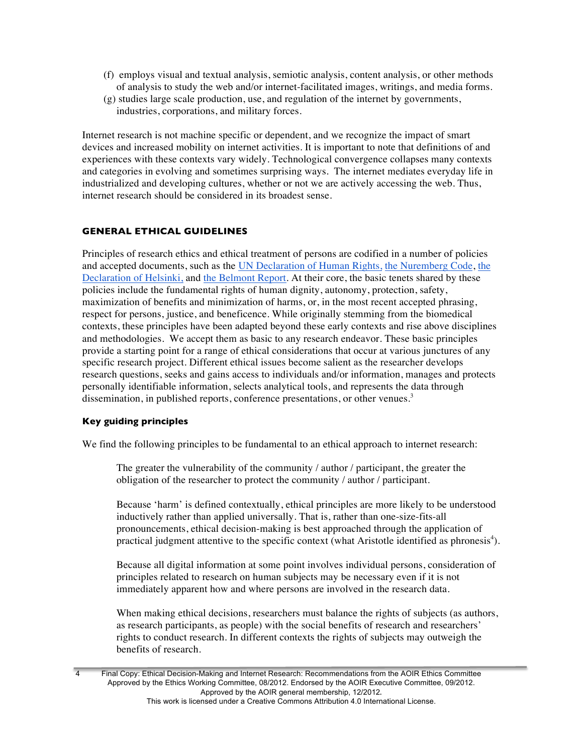(f) employs visual and textual analysis, semiotic analysis, content analysis, or other methods of analysis to study the web and/or internet-facilitated images, writings, and media forms.
(g) studies large scale production, use, and regulation of the internet by governments, industries, corporations, and military forces.

Internet research is not machine specific or dependent, and we recognize the impact of smart devices and increased mobility on internet activities. It is important to note that definitions of and experiences with these contexts vary widely. Technological convergence collapses many contexts and categories in evolving and sometimes surprising ways. The internet mediates everyday life in industrialized and developing cultures, whether or not we are actively accessing the web. Thus, internet research should be considered in its broadest sense.

## GENERAL ETHICAL GUIDELINES

Principles of research ethics and ethical treatment of persons are codified in a number of policies and accepted documents, such as the UN Declaration of Human Rights, the Nuremberg Code, the Declaration of Helsinki, and the Belmont Report. At their core, the basic tenets shared by these policies include the fundamental rights of human dignity, autonomy, protection, safety, maximization of benefits and minimization of harms, or, in the most recent accepted phrasing, respect for persons, justice, and beneficence. While originally stemming from the biomedical contexts, these principles have been adapted beyond these early contexts and rise above disciplines and methodologies. We accept them as basic to any research endeavor. These basic principles provide a starting point for a range of ethical considerations that occur at various junctures of any specific research project. Different ethical issues become salient as the researcher develops research questions, seeks and gains access to individuals and/or information, manages and protects personally identifiable information, selects analytical tools, and represents the data through dissemination, in published reports, conference presentations, or other venues.[3]

### Key guiding principles

We find the following principles to be fundamental to an ethical approach to internet research:

> The greater the vulnerability of the community / author / participant, the greater the obligation of the researcher to protect the community / author / participant.
>
> Because 'harm' is defined contextually, ethical principles are more likely to be understood inductively rather than applied universally. That is, rather than one-size-fits-all pronouncements, ethical decision-making is best approached through the application of practical judgment attentive to the specific context (what Aristotle identified as phronesis[4]).
>
> Because all digital information at some point involves individual persons, consideration of principles related to research on human subjects may be necessary even if it is not immediately apparent how and where persons are involved in the research data.
>
> When making ethical decisions, researchers must balance the rights of subjects (as authors, as research participants, as people) with the social benefits of research and researchers' rights to conduct research. In different contexts the rights of subjects may outweigh the benefits of research.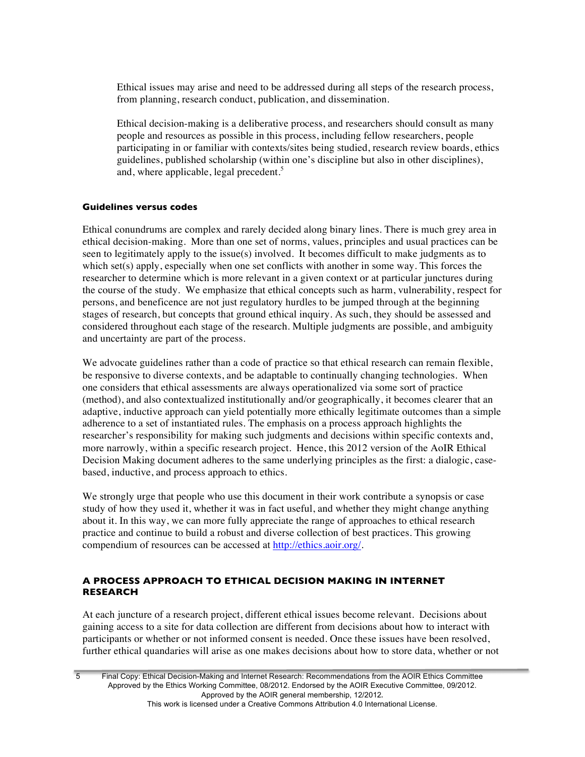Ethical issues may arise and need to be addressed during all steps of the research process, from planning, research conduct, publication, and dissemination.

Ethical decision-making is a deliberative process, and researchers should consult as many people and resources as possible in this process, including fellow researchers, people participating in or familiar with contexts/sites being studied, research review boards, ethics guidelines, published scholarship (within one's discipline but also in other disciplines), and, where applicable, legal precedent.[5]

#### Guidelines versus codes

Ethical conundrums are complex and rarely decided along binary lines. There is much grey area in ethical decision-making. More than one set of norms, values, principles and usual practices can be seen to legitimately apply to the issue(s) involved. It becomes difficult to make judgments as to which set(s) apply, especially when one set conflicts with another in some way. This forces the researcher to determine which is more relevant in a given context or at particular junctures during the course of the study. We emphasize that ethical concepts such as harm, vulnerability, respect for persons, and beneficence are not just regulatory hurdles to be jumped through at the beginning stages of research, but concepts that ground ethical inquiry. As such, they should be assessed and considered throughout each stage of the research. Multiple judgments are possible, and ambiguity and uncertainty are part of the process.

We advocate guidelines rather than a code of practice so that ethical research can remain flexible, be responsive to diverse contexts, and be adaptable to continually changing technologies. When one considers that ethical assessments are always operationalized via some sort of practice (method), and also contextualized institutionally and/or geographically, it becomes clearer that an adaptive, inductive approach can yield potentially more ethically legitimate outcomes than a simple adherence to a set of instantiated rules. The emphasis on a process approach highlights the researcher's responsibility for making such judgments and decisions within specific contexts and, more narrowly, within a specific research project. Hence, this 2012 version of the AoIR Ethical Decision Making document adheres to the same underlying principles as the first: a dialogic, case-based, inductive, and process approach to ethics.

We strongly urge that people who use this document in their work contribute a synopsis or case study of how they used it, whether it was in fact useful, and whether they might change anything about it. In this way, we can more fully appreciate the range of approaches to ethical research practice and continue to build a robust and diverse collection of best practices. This growing compendium of resources can be accessed at http://ethics.aoir.org/.

### A PROCESS APPROACH TO ETHICAL DECISION MAKING IN INTERNET RESEARCH

At each juncture of a research project, different ethical issues become relevant. Decisions about gaining access to a site for data collection are different from decisions about how to interact with participants or whether or not informed consent is needed. Once these issues have been resolved, further ethical quandaries will arise as one makes decisions about how to store data, whether or not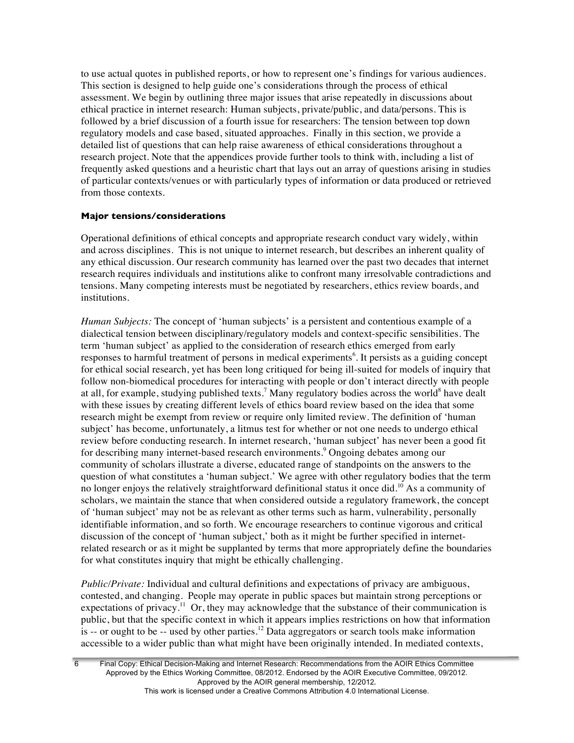to use actual quotes in published reports, or how to represent one's findings for various audiences. This section is designed to help guide one's considerations through the process of ethical assessment. We begin by outlining three major issues that arise repeatedly in discussions about ethical practice in internet research: Human subjects, private/public, and data/persons. This is followed by a brief discussion of a fourth issue for researchers: The tension between top down regulatory models and case based, situated approaches. Finally in this section, we provide a detailed list of questions that can help raise awareness of ethical considerations throughout a research project. Note that the appendices provide further tools to think with, including a list of frequently asked questions and a heuristic chart that lays out an array of questions arising in studies of particular contexts/venues or with particularly types of information or data produced or retrieved from those contexts.

### Major tensions/considerations

Operational definitions of ethical concepts and appropriate research conduct vary widely, within and across disciplines. This is not unique to internet research, but describes an inherent quality of any ethical discussion. Our research community has learned over the past two decades that internet research requires individuals and institutions alike to confront many irresolvable contradictions and tensions. Many competing interests must be negotiated by researchers, ethics review boards, and institutions.

*Human Subjects:* The concept of 'human subjects' is a persistent and contentious example of a dialectical tension between disciplinary/regulatory models and context-specific sensibilities. The term 'human subject' as applied to the consideration of research ethics emerged from early responses to harmful treatment of persons in medical experiments[6]. It persists as a guiding concept for ethical social research, yet has been long critiqued for being ill-suited for models of inquiry that follow non-biomedical procedures for interacting with people or don't interact directly with people at all, for example, studying published texts.[7] Many regulatory bodies across the world[8] have dealt with these issues by creating different levels of ethics board review based on the idea that some research might be exempt from review or require only limited review. The definition of 'human subject' has become, unfortunately, a litmus test for whether or not one needs to undergo ethical review before conducting research. In internet research, 'human subject' has never been a good fit for describing many internet-based research environments.[9] Ongoing debates among our community of scholars illustrate a diverse, educated range of standpoints on the answers to the question of what constitutes a 'human subject.' We agree with other regulatory bodies that the term no longer enjoys the relatively straightforward definitional status it once did.[10] As a community of scholars, we maintain the stance that when considered outside a regulatory framework, the concept of 'human subject' may not be as relevant as other terms such as harm, vulnerability, personally identifiable information, and so forth. We encourage researchers to continue vigorous and critical discussion of the concept of 'human subject,' both as it might be further specified in internet-related research or as it might be supplanted by terms that more appropriately define the boundaries for what constitutes inquiry that might be ethically challenging.

*Public/Private:* Individual and cultural definitions and expectations of privacy are ambiguous, contested, and changing. People may operate in public spaces but maintain strong perceptions or expectations of privacy.[11] Or, they may acknowledge that the substance of their communication is public, but that the specific context in which it appears implies restrictions on how that information is -- or ought to be -- used by other parties.[12] Data aggregators or search tools make information accessible to a wider public than what might have been originally intended. In mediated contexts,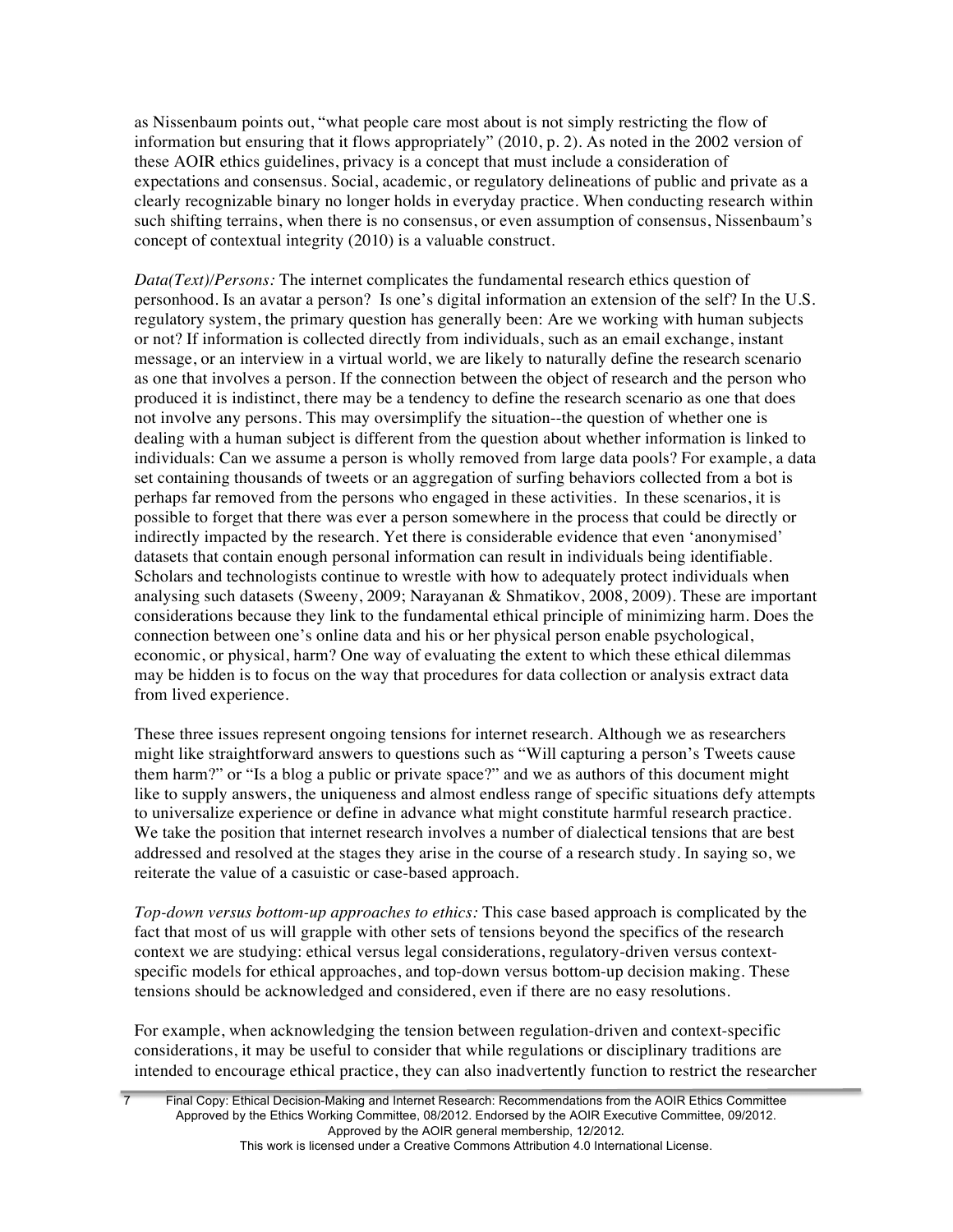as Nissenbaum points out, “what people care most about is not simply restricting the flow of information but ensuring that it flows appropriately” (2010, p. 2). As noted in the 2002 version of these AOIR ethics guidelines, privacy is a concept that must include a consideration of expectations and consensus. Social, academic, or regulatory delineations of public and private as a clearly recognizable binary no longer holds in everyday practice. When conducting research within such shifting terrains, when there is no consensus, or even assumption of consensus, Nissenbaum’s concept of contextual integrity (2010) is a valuable construct.

*Data(Text)/Persons:* The internet complicates the fundamental research ethics question of personhood. Is an avatar a person? Is one’s digital information an extension of the self? In the U.S. regulatory system, the primary question has generally been: Are we working with human subjects or not? If information is collected directly from individuals, such as an email exchange, instant message, or an interview in a virtual world, we are likely to naturally define the research scenario as one that involves a person. If the connection between the object of research and the person who produced it is indistinct, there may be a tendency to define the research scenario as one that does not involve any persons. This may oversimplify the situation--the question of whether one is dealing with a human subject is different from the question about whether information is linked to individuals: Can we assume a person is wholly removed from large data pools? For example, a data set containing thousands of tweets or an aggregation of surfing behaviors collected from a bot is perhaps far removed from the persons who engaged in these activities. In these scenarios, it is possible to forget that there was ever a person somewhere in the process that could be directly or indirectly impacted by the research. Yet there is considerable evidence that even ‘anonymised’ datasets that contain enough personal information can result in individuals being identifiable. Scholars and technologists continue to wrestle with how to adequately protect individuals when analysing such datasets (Sweeny, 2009; Narayanan & Shmatikov, 2008, 2009). These are important considerations because they link to the fundamental ethical principle of minimizing harm. Does the connection between one’s online data and his or her physical person enable psychological, economic, or physical, harm? One way of evaluating the extent to which these ethical dilemmas may be hidden is to focus on the way that procedures for data collection or analysis extract data from lived experience.

These three issues represent ongoing tensions for internet research. Although we as researchers might like straightforward answers to questions such as “Will capturing a person’s Tweets cause them harm?” or “Is a blog a public or private space?” and we as authors of this document might like to supply answers, the uniqueness and almost endless range of specific situations defy attempts to universalize experience or define in advance what might constitute harmful research practice. We take the position that internet research involves a number of dialectical tensions that are best addressed and resolved at the stages they arise in the course of a research study. In saying so, we reiterate the value of a casuistic or case-based approach.

*Top-down versus bottom-up approaches to ethics:* This case based approach is complicated by the fact that most of us will grapple with other sets of tensions beyond the specifics of the research context we are studying: ethical versus legal considerations, regulatory-driven versus context-specific models for ethical approaches, and top-down versus bottom-up decision making. These tensions should be acknowledged and considered, even if there are no easy resolutions.

For example, when acknowledging the tension between regulation-driven and context-specific considerations, it may be useful to consider that while regulations or disciplinary traditions are intended to encourage ethical practice, they can also inadvertently function to restrict the researcher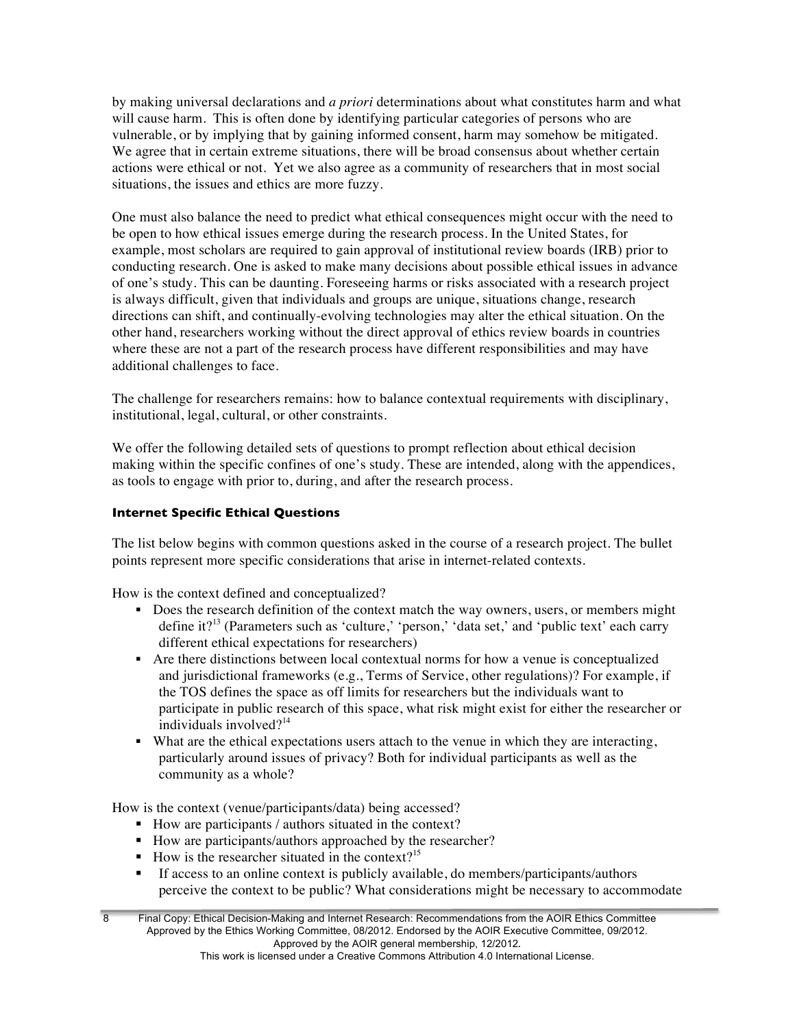by making universal declarations and *a priori* determinations about what constitutes harm and what will cause harm. This is often done by identifying particular categories of persons who are vulnerable, or by implying that by gaining informed consent, harm may somehow be mitigated. We agree that in certain extreme situations, there will be broad consensus about whether certain actions were ethical or not. Yet we also agree as a community of researchers that in most social situations, the issues and ethics are more fuzzy.

One must also balance the need to predict what ethical consequences might occur with the need to be open to how ethical issues emerge during the research process. In the United States, for example, most scholars are required to gain approval of institutional review boards (IRB) prior to conducting research. One is asked to make many decisions about possible ethical issues in advance of one's study. This can be daunting. Foreseeing harms or risks associated with a research project is always difficult, given that individuals and groups are unique, situations change, research directions can shift, and continually-evolving technologies may alter the ethical situation. On the other hand, researchers working without the direct approval of ethics review boards in countries where these are not a part of the research process have different responsibilities and may have additional challenges to face.

The challenge for researchers remains: how to balance contextual requirements with disciplinary, institutional, legal, cultural, or other constraints.

We offer the following detailed sets of questions to prompt reflection about ethical decision making within the specific confines of one's study. These are intended, along with the appendices, as tools to engage with prior to, during, and after the research process.

#### Internet Specific Ethical Questions

The list below begins with common questions asked in the course of a research project. The bullet points represent more specific considerations that arise in internet-related contexts.

How is the context defined and conceptualized?

- Does the research definition of the context match the way owners, users, or members might define it?[13] (Parameters such as 'culture,' 'person,' 'data set,' and 'public text' each carry different ethical expectations for researchers)
- Are there distinctions between local contextual norms for how a venue is conceptualized and jurisdictional frameworks (e.g., Terms of Service, other regulations)? For example, if the TOS defines the space as off limits for researchers but the individuals want to participate in public research of this space, what risk might exist for either the researcher or individuals involved?[14]
- What are the ethical expectations users attach to the venue in which they are interacting, particularly around issues of privacy? Both for individual participants as well as the community as a whole?

How is the context (venue/participants/data) being accessed?

- How are participants / authors situated in the context?
- How are participants/authors approached by the researcher?
- How is the researcher situated in the context?[15]
- If access to an online context is publicly available, do members/participants/authors perceive the context to be public? What considerations might be necessary to accommodate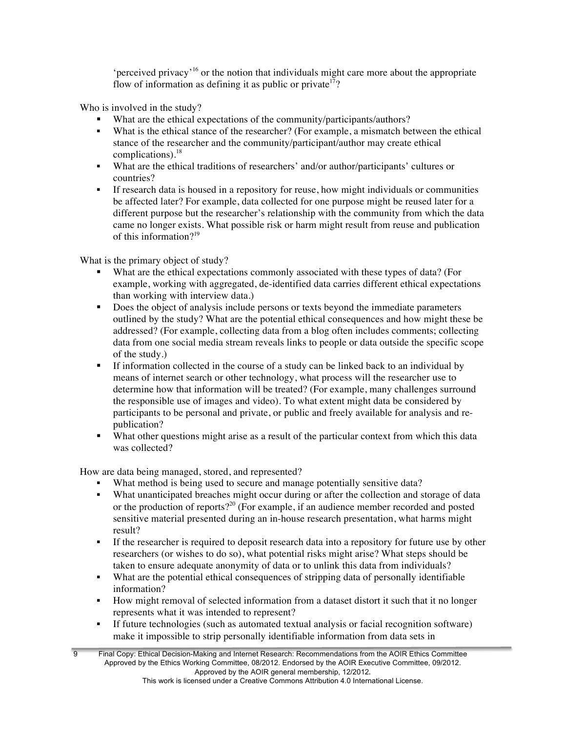'perceived privacy'[16] or the notion that individuals might care more about the appropriate flow of information as defining it as public or private[17]?

Who is involved in the study?

- What are the ethical expectations of the community/participants/authors?
- What is the ethical stance of the researcher? (For example, a mismatch between the ethical stance of the researcher and the community/participant/author may create ethical complications).[18]
- What are the ethical traditions of researchers' and/or author/participants' cultures or countries?
- If research data is housed in a repository for reuse, how might individuals or communities be affected later? For example, data collected for one purpose might be reused later for a different purpose but the researcher's relationship with the community from which the data came no longer exists. What possible risk or harm might result from reuse and publication of this information?[19]

What is the primary object of study?

- What are the ethical expectations commonly associated with these types of data? (For example, working with aggregated, de-identified data carries different ethical expectations than working with interview data.)
- Does the object of analysis include persons or texts beyond the immediate parameters outlined by the study? What are the potential ethical consequences and how might these be addressed? (For example, collecting data from a blog often includes comments; collecting data from one social media stream reveals links to people or data outside the specific scope of the study.)
- If information collected in the course of a study can be linked back to an individual by means of internet search or other technology, what process will the researcher use to determine how that information will be treated? (For example, many challenges surround the responsible use of images and video). To what extent might data be considered by participants to be personal and private, or public and freely available for analysis and re-publication?
- What other questions might arise as a result of the particular context from which this data was collected?

How are data being managed, stored, and represented?

- What method is being used to secure and manage potentially sensitive data?
- What unanticipated breaches might occur during or after the collection and storage of data or the production of reports?[20] (For example, if an audience member recorded and posted sensitive material presented during an in-house research presentation, what harms might result?
- If the researcher is required to deposit research data into a repository for future use by other researchers (or wishes to do so), what potential risks might arise? What steps should be taken to ensure adequate anonymity of data or to unlink this data from individuals?
- What are the potential ethical consequences of stripping data of personally identifiable information?
- How might removal of selected information from a dataset distort it such that it no longer represents what it was intended to represent?
- If future technologies (such as automated textual analysis or facial recognition software) make it impossible to strip personally identifiable information from data sets in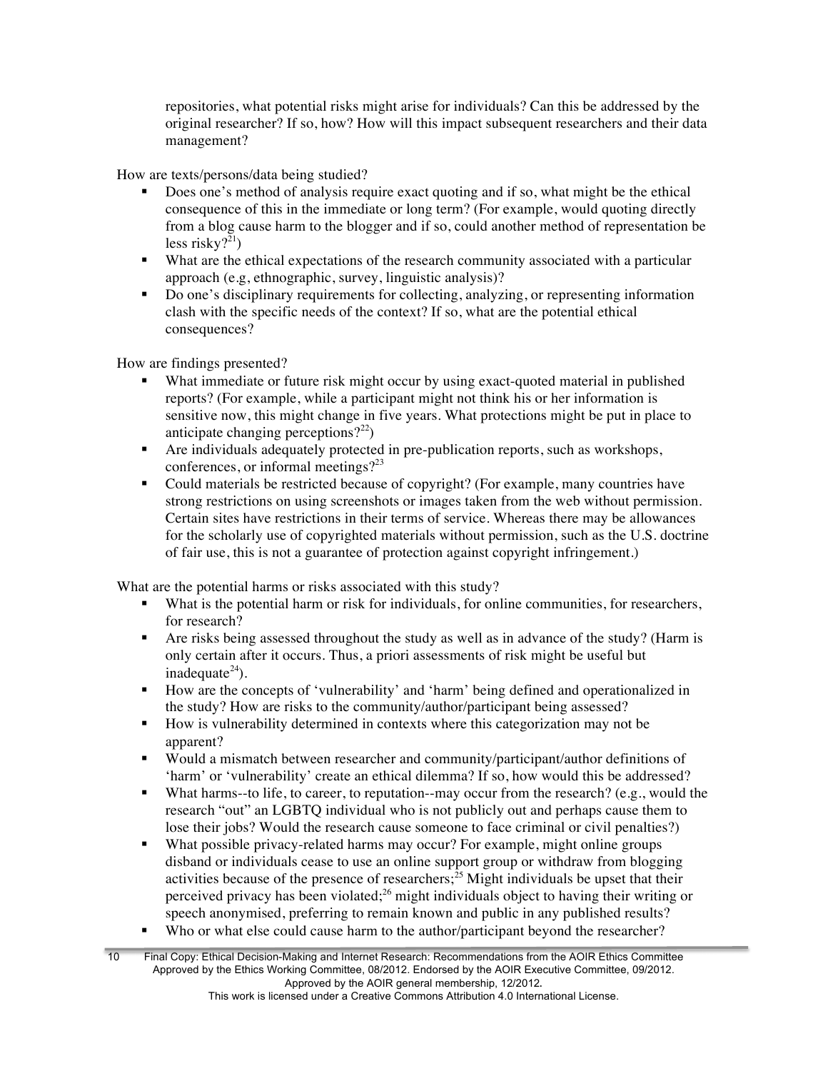repositories, what potential risks might arise for individuals? Can this be addressed by the original researcher? If so, how? How will this impact subsequent researchers and their data management?

How are texts/persons/data being studied?

- Does one's method of analysis require exact quoting and if so, what might be the ethical consequence of this in the immediate or long term? (For example, would quoting directly from a blog cause harm to the blogger and if so, could another method of representation be less risky?[21])
- What are the ethical expectations of the research community associated with a particular approach (e.g, ethnographic, survey, linguistic analysis)?
- Do one's disciplinary requirements for collecting, analyzing, or representing information clash with the specific needs of the context? If so, what are the potential ethical consequences?

How are findings presented?

- What immediate or future risk might occur by using exact-quoted material in published reports? (For example, while a participant might not think his or her information is sensitive now, this might change in five years. What protections might be put in place to anticipate changing perceptions?[22])
- Are individuals adequately protected in pre-publication reports, such as workshops, conferences, or informal meetings?[23]
- Could materials be restricted because of copyright? (For example, many countries have strong restrictions on using screenshots or images taken from the web without permission. Certain sites have restrictions in their terms of service. Whereas there may be allowances for the scholarly use of copyrighted materials without permission, such as the U.S. doctrine of fair use, this is not a guarantee of protection against copyright infringement.)

What are the potential harms or risks associated with this study?

- What is the potential harm or risk for individuals, for online communities, for researchers, for research?
- Are risks being assessed throughout the study as well as in advance of the study? (Harm is only certain after it occurs. Thus, a priori assessments of risk might be useful but inadequate[24]).
- How are the concepts of 'vulnerability' and 'harm' being defined and operationalized in the study? How are risks to the community/author/participant being assessed?
- How is vulnerability determined in contexts where this categorization may not be apparent?
- Would a mismatch between researcher and community/participant/author definitions of 'harm' or 'vulnerability' create an ethical dilemma? If so, how would this be addressed?
- What harms--to life, to career, to reputation--may occur from the research? (e.g., would the research "out" an LGBTQ individual who is not publicly out and perhaps cause them to lose their jobs? Would the research cause someone to face criminal or civil penalties?)
- What possible privacy-related harms may occur? For example, might online groups disband or individuals cease to use an online support group or withdraw from blogging activities because of the presence of researchers;[25] Might individuals be upset that their perceived privacy has been violated;[26] might individuals object to having their writing or speech anonymised, preferring to remain known and public in any published results?
- Who or what else could cause harm to the author/participant beyond the researcher?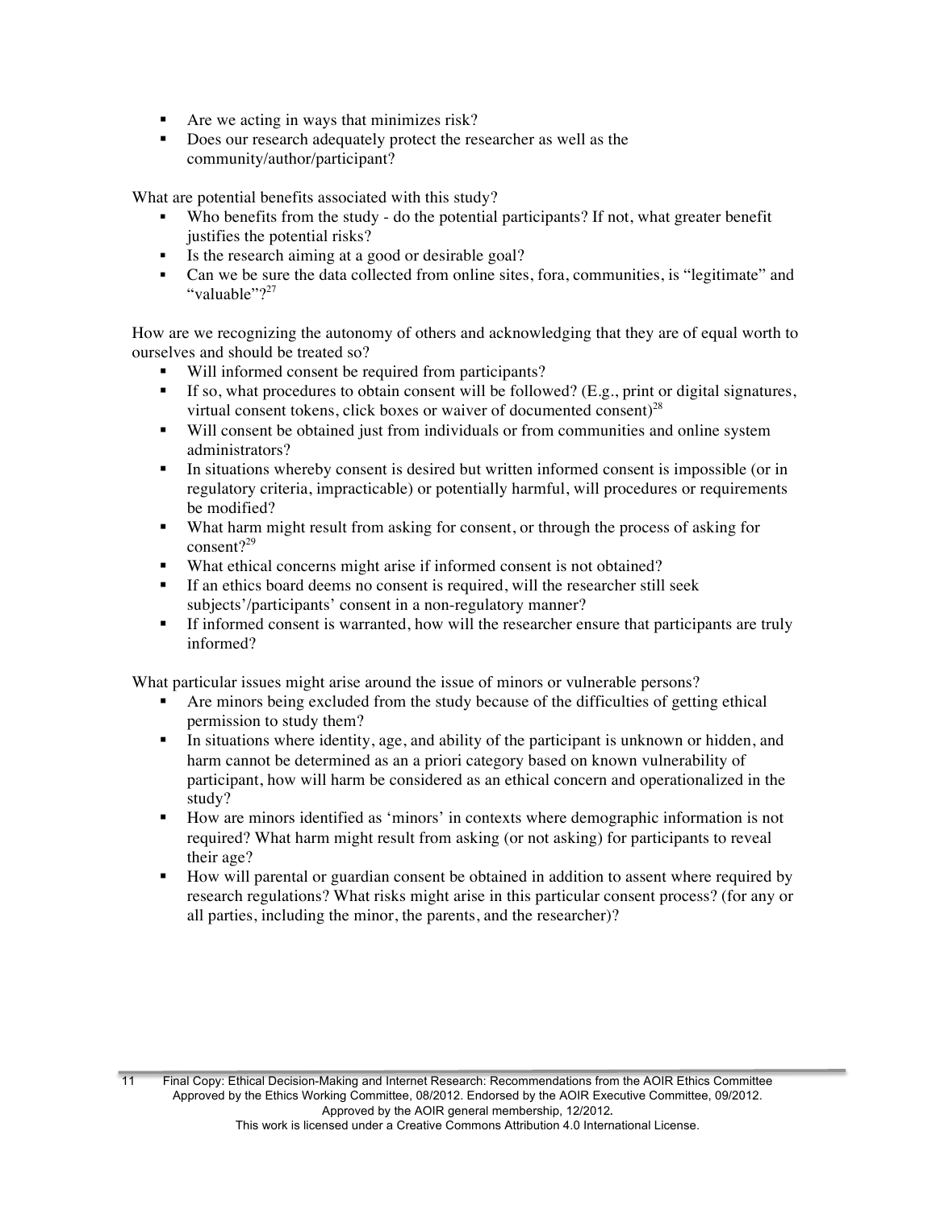- Are we acting in ways that minimizes risk?
- Does our research adequately protect the researcher as well as the community/author/participant?

What are potential benefits associated with this study?

- Who benefits from the study - do the potential participants? If not, what greater benefit justifies the potential risks?
- Is the research aiming at a good or desirable goal?
- Can we be sure the data collected from online sites, fora, communities, is "legitimate" and "valuable"?[27]

How are we recognizing the autonomy of others and acknowledging that they are of equal worth to ourselves and should be treated so?

- Will informed consent be required from participants?
- If so, what procedures to obtain consent will be followed? (E.g., print or digital signatures, virtual consent tokens, click boxes or waiver of documented consent)[28]
- Will consent be obtained just from individuals or from communities and online system administrators?
- In situations whereby consent is desired but written informed consent is impossible (or in regulatory criteria, impracticable) or potentially harmful, will procedures or requirements be modified?
- What harm might result from asking for consent, or through the process of asking for consent?[29]
- What ethical concerns might arise if informed consent is not obtained?
- If an ethics board deems no consent is required, will the researcher still seek subjects'/participants' consent in a non-regulatory manner?
- If informed consent is warranted, how will the researcher ensure that participants are truly informed?

What particular issues might arise around the issue of minors or vulnerable persons?

- Are minors being excluded from the study because of the difficulties of getting ethical permission to study them?
- In situations where identity, age, and ability of the participant is unknown or hidden, and harm cannot be determined as an a priori category based on known vulnerability of participant, how will harm be considered as an ethical concern and operationalized in the study?
- How are minors identified as 'minors' in contexts where demographic information is not required? What harm might result from asking (or not asking) for participants to reveal their age?
- How will parental or guardian consent be obtained in addition to assent where required by research regulations? What risks might arise in this particular consent process? (for any or all parties, including the minor, the parents, and the researcher)?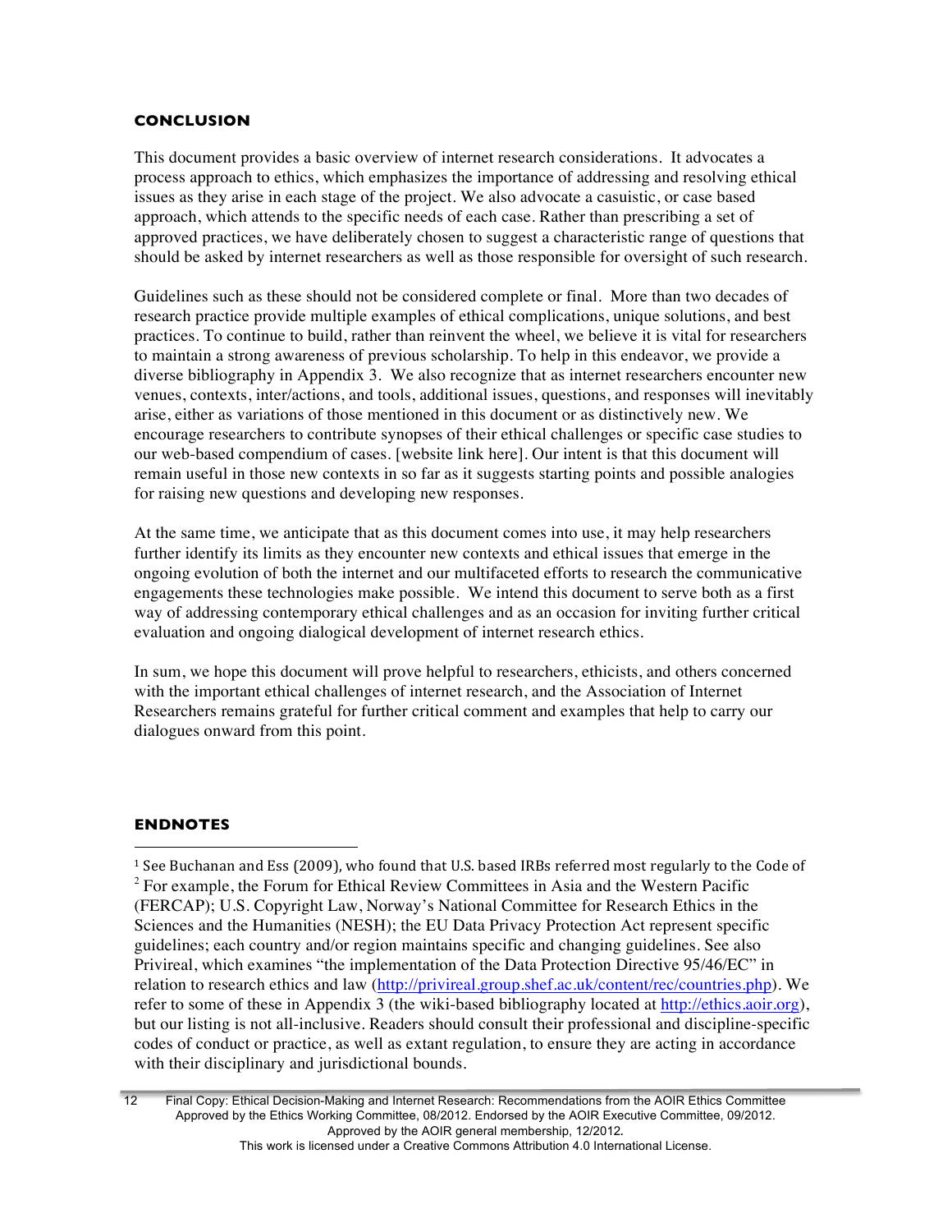## CONCLUSION

This document provides a basic overview of internet research considerations. It advocates a process approach to ethics, which emphasizes the importance of addressing and resolving ethical issues as they arise in each stage of the project. We also advocate a casuistic, or case based approach, which attends to the specific needs of each case. Rather than prescribing a set of approved practices, we have deliberately chosen to suggest a characteristic range of questions that should be asked by internet researchers as well as those responsible for oversight of such research.

Guidelines such as these should not be considered complete or final. More than two decades of research practice provide multiple examples of ethical complications, unique solutions, and best practices. To continue to build, rather than reinvent the wheel, we believe it is vital for researchers to maintain a strong awareness of previous scholarship. To help in this endeavor, we provide a diverse bibliography in Appendix 3. We also recognize that as internet researchers encounter new venues, contexts, inter/actions, and tools, additional issues, questions, and responses will inevitably arise, either as variations of those mentioned in this document or as distinctively new. We encourage researchers to contribute synopses of their ethical challenges or specific case studies to our web-based compendium of cases. [website link here]. Our intent is that this document will remain useful in those new contexts in so far as it suggests starting points and possible analogies for raising new questions and developing new responses.

At the same time, we anticipate that as this document comes into use, it may help researchers further identify its limits as they encounter new contexts and ethical issues that emerge in the ongoing evolution of both the internet and our multifaceted efforts to research the communicative engagements these technologies make possible. We intend this document to serve both as a first way of addressing contemporary ethical challenges and as an occasion for inviting further critical evaluation and ongoing dialogical development of internet research ethics.

In sum, we hope this document will prove helpful to researchers, ethicists, and others concerned with the important ethical challenges of internet research, and the Association of Internet Researchers remains grateful for further critical comment and examples that help to carry our dialogues onward from this point.

## ENDNOTES

[1] See Buchanan and Ess (2009), who found that U.S. based IRBs referred most regularly to the Code of

[2] For example, the Forum for Ethical Review Committees in Asia and the Western Pacific (FERCAP); U.S. Copyright Law, Norway's National Committee for Research Ethics in the Sciences and the Humanities (NESH); the EU Data Privacy Protection Act represent specific guidelines; each country and/or region maintains specific and changing guidelines. See also Privireal, which examines "the implementation of the Data Protection Directive 95/46/EC" in relation to research ethics and law (http://privireal.group.shef.ac.uk/content/rec/countries.php). We refer to some of these in Appendix 3 (the wiki-based bibliography located at http://ethics.aoir.org), but our listing is not all-inclusive. Readers should consult their professional and discipline-specific codes of conduct or practice, as well as extant regulation, to ensure they are acting in accordance with their disciplinary and jurisdictional bounds.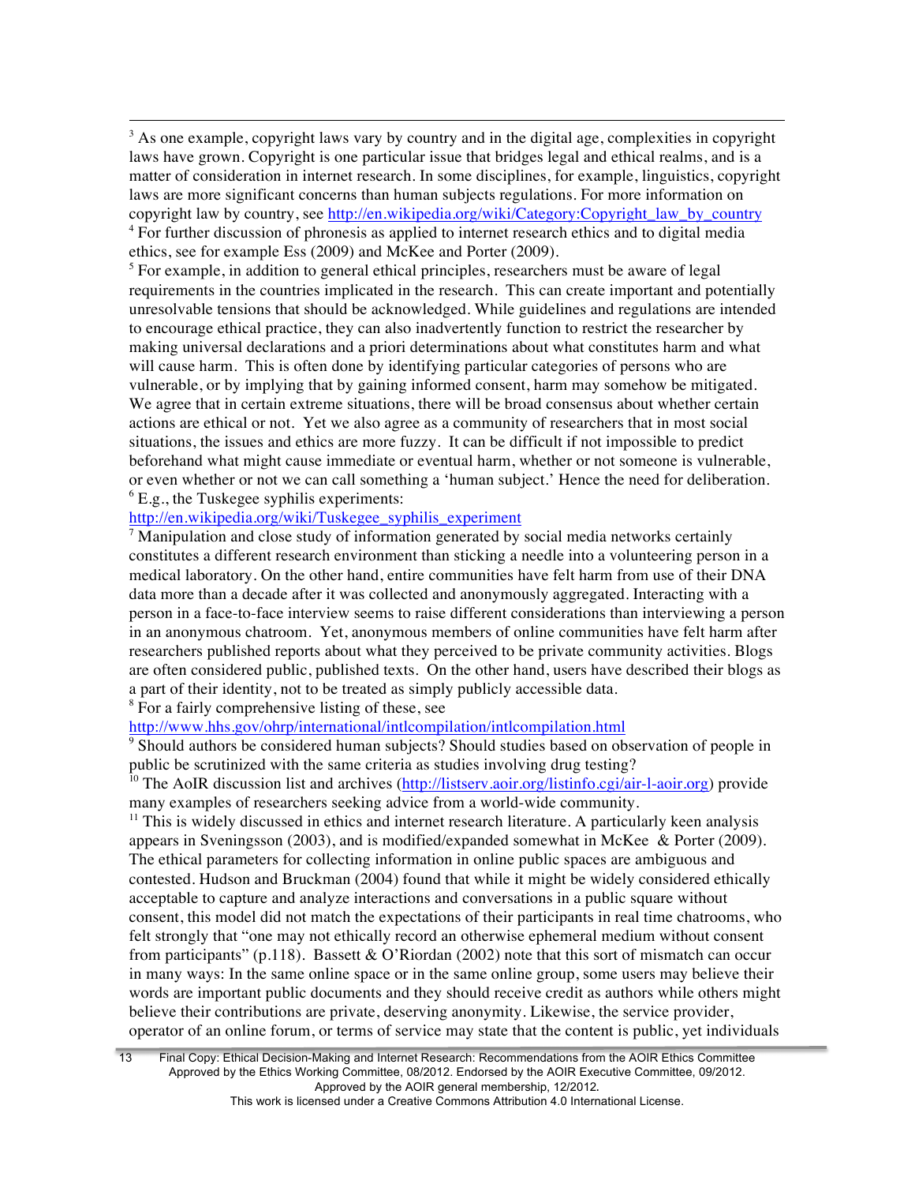[3] As one example, copyright laws vary by country and in the digital age, complexities in copyright laws have grown. Copyright is one particular issue that bridges legal and ethical realms, and is a matter of consideration in internet research. In some disciplines, for example, linguistics, copyright laws are more significant concerns than human subjects regulations. For more information on copyright law by country, see http://en.wikipedia.org/wiki/Category:Copyright_law_by_country

[4] For further discussion of phronesis as applied to internet research ethics and to digital media ethics, see for example Ess (2009) and McKee and Porter (2009).

[5] For example, in addition to general ethical principles, researchers must be aware of legal requirements in the countries implicated in the research. This can create important and potentially unresolvable tensions that should be acknowledged. While guidelines and regulations are intended to encourage ethical practice, they can also inadvertently function to restrict the researcher by making universal declarations and a priori determinations about what constitutes harm and what will cause harm. This is often done by identifying particular categories of persons who are vulnerable, or by implying that by gaining informed consent, harm may somehow be mitigated. We agree that in certain extreme situations, there will be broad consensus about whether certain actions are ethical or not. Yet we also agree as a community of researchers that in most social situations, the issues and ethics are more fuzzy. It can be difficult if not impossible to predict beforehand what might cause immediate or eventual harm, whether or not someone is vulnerable, or even whether or not we can call something a 'human subject.' Hence the need for deliberation.

[6] E.g., the Tuskegee syphilis experiments: http://en.wikipedia.org/wiki/Tuskegee_syphilis_experiment

[7] Manipulation and close study of information generated by social media networks certainly constitutes a different research environment than sticking a needle into a volunteering person in a medical laboratory. On the other hand, entire communities have felt harm from use of their DNA data more than a decade after it was collected and anonymously aggregated. Interacting with a person in a face-to-face interview seems to raise different considerations than interviewing a person in an anonymous chatroom. Yet, anonymous members of online communities have felt harm after researchers published reports about what they perceived to be private community activities. Blogs are often considered public, published texts. On the other hand, users have described their blogs as a part of their identity, not to be treated as simply publicly accessible data.

[8] For a fairly comprehensive listing of these, see http://www.hhs.gov/ohrp/international/intlcompilation/intlcompilation.html

[9] Should authors be considered human subjects? Should studies based on observation of people in public be scrutinized with the same criteria as studies involving drug testing?

[10] The AoIR discussion list and archives (http://listserv.aoir.org/listinfo.cgi/air-l-aoir.org) provide many examples of researchers seeking advice from a world-wide community.

[11] This is widely discussed in ethics and internet research literature. A particularly keen analysis appears in Sveningsson (2003), and is modified/expanded somewhat in McKee & Porter (2009). The ethical parameters for collecting information in online public spaces are ambiguous and contested. Hudson and Bruckman (2004) found that while it might be widely considered ethically acceptable to capture and analyze interactions and conversations in a public square without consent, this model did not match the expectations of their participants in real time chatrooms, who felt strongly that "one may not ethically record an otherwise ephemeral medium without consent from participants" (p.118). Bassett & O'Riordan (2002) note that this sort of mismatch can occur in many ways: In the same online space or in the same online group, some users may believe their words are important public documents and they should receive credit as authors while others might believe their contributions are private, deserving anonymity. Likewise, the service provider, operator of an online forum, or terms of service may state that the content is public, yet individuals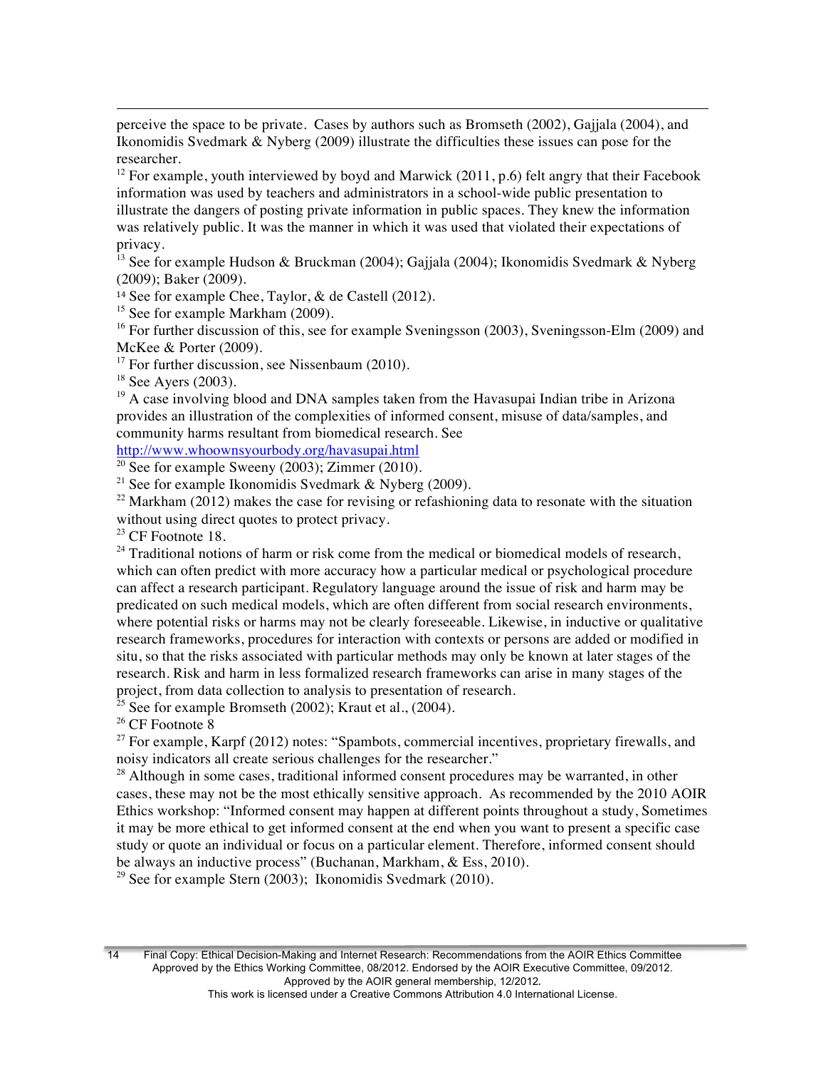perceive the space to be private. Cases by authors such as Bromseth (2002), Gajjala (2004), and Ikonomidis Svedmark & Nyberg (2009) illustrate the difficulties these issues can pose for the researcher.

[12] For example, youth interviewed by boyd and Marwick (2011, p.6) felt angry that their Facebook information was used by teachers and administrators in a school-wide public presentation to illustrate the dangers of posting private information in public spaces. They knew the information was relatively public. It was the manner in which it was used that violated their expectations of privacy.

[13] See for example Hudson & Bruckman (2004); Gajjala (2004); Ikonomidis Svedmark & Nyberg (2009); Baker (2009).

[14] See for example Chee, Taylor, & de Castell (2012).

[15] See for example Markham (2009).

[16] For further discussion of this, see for example Sveningsson (2003), Sveningsson-Elm (2009) and McKee & Porter (2009).

[17] For further discussion, see Nissenbaum (2010).

[18] See Ayers (2003).

[19] A case involving blood and DNA samples taken from the Havasupai Indian tribe in Arizona provides an illustration of the complexities of informed consent, misuse of data/samples, and community harms resultant from biomedical research. See http://www.whoownsyourbody.org/havasupai.html

[20] See for example Sweeny (2003); Zimmer (2010).

[21] See for example Ikonomidis Svedmark & Nyberg (2009).

[22] Markham (2012) makes the case for revising or refashioning data to resonate with the situation without using direct quotes to protect privacy.

[23] CF Footnote 18.

[24] Traditional notions of harm or risk come from the medical or biomedical models of research, which can often predict with more accuracy how a particular medical or psychological procedure can affect a research participant. Regulatory language around the issue of risk and harm may be predicated on such medical models, which are often different from social research environments, where potential risks or harms may not be clearly foreseeable. Likewise, in inductive or qualitative research frameworks, procedures for interaction with contexts or persons are added or modified in situ, so that the risks associated with particular methods may only be known at later stages of the research. Risk and harm in less formalized research frameworks can arise in many stages of the project, from data collection to analysis to presentation of research.

[25] See for example Bromseth (2002); Kraut et al., (2004).

[26] CF Footnote 8

[27] For example, Karpf (2012) notes: "Spambots, commercial incentives, proprietary firewalls, and noisy indicators all create serious challenges for the researcher."

[28] Although in some cases, traditional informed consent procedures may be warranted, in other cases, these may not be the most ethically sensitive approach. As recommended by the 2010 AOIR Ethics workshop: "Informed consent may happen at different points throughout a study, Sometimes it may be more ethical to get informed consent at the end when you want to present a specific case study or quote an individual or focus on a particular element. Therefore, informed consent should be always an inductive process" (Buchanan, Markham, & Ess, 2010).

[29] See for example Stern (2003); Ikonomidis Svedmark (2010).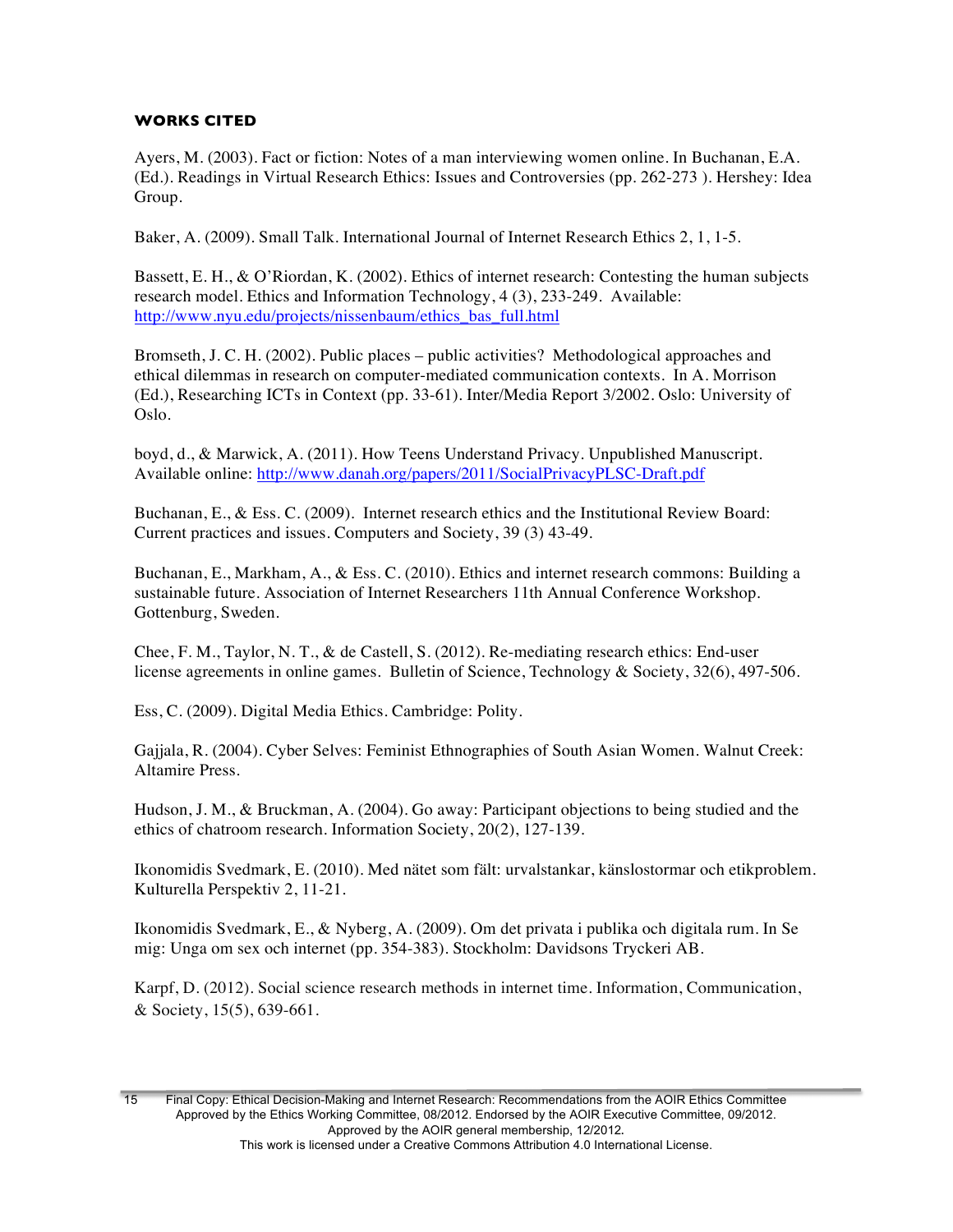**WORKS CITED**

Ayers, M. (2003). Fact or fiction: Notes of a man interviewing women online. In Buchanan, E.A. (Ed.). Readings in Virtual Research Ethics: Issues and Controversies (pp. 262-273 ). Hershey: Idea Group.

Baker, A. (2009). Small Talk. International Journal of Internet Research Ethics 2, 1, 1-5.

Bassett, E. H., & O'Riordan, K. (2002). Ethics of internet research: Contesting the human subjects research model. Ethics and Information Technology, 4 (3), 233-249. Available: http://www.nyu.edu/projects/nissenbaum/ethics_bas_full.html

Bromseth, J. C. H. (2002). Public places – public activities? Methodological approaches and ethical dilemmas in research on computer-mediated communication contexts. In A. Morrison (Ed.), Researching ICTs in Context (pp. 33-61). Inter/Media Report 3/2002. Oslo: University of Oslo.

boyd, d., & Marwick, A. (2011). How Teens Understand Privacy. Unpublished Manuscript. Available online: http://www.danah.org/papers/2011/SocialPrivacyPLSC-Draft.pdf

Buchanan, E., & Ess. C. (2009). Internet research ethics and the Institutional Review Board: Current practices and issues. Computers and Society, 39 (3) 43-49.

Buchanan, E., Markham, A., & Ess. C. (2010). Ethics and internet research commons: Building a sustainable future. Association of Internet Researchers 11th Annual Conference Workshop. Gottenburg, Sweden.

Chee, F. M., Taylor, N. T., & de Castell, S. (2012). Re-mediating research ethics: End-user license agreements in online games. Bulletin of Science, Technology & Society, 32(6), 497-506.

Ess, C. (2009). Digital Media Ethics. Cambridge: Polity.

Gajjala, R. (2004). Cyber Selves: Feminist Ethnographies of South Asian Women. Walnut Creek: Altamire Press.

Hudson, J. M., & Bruckman, A. (2004). Go away: Participant objections to being studied and the ethics of chatroom research. Information Society, 20(2), 127-139.

Ikonomidis Svedmark, E. (2010). Med nätet som fält: urvalstankar, känslostormar och etikproblem. Kulturella Perspektiv 2, 11-21.

Ikonomidis Svedmark, E., & Nyberg, A. (2009). Om det privata i publika och digitala rum. In Se mig: Unga om sex och internet (pp. 354-383). Stockholm: Davidsons Tryckeri AB.

Karpf, D. (2012). Social science research methods in internet time. Information, Communication, & Society, 15(5), 639-661.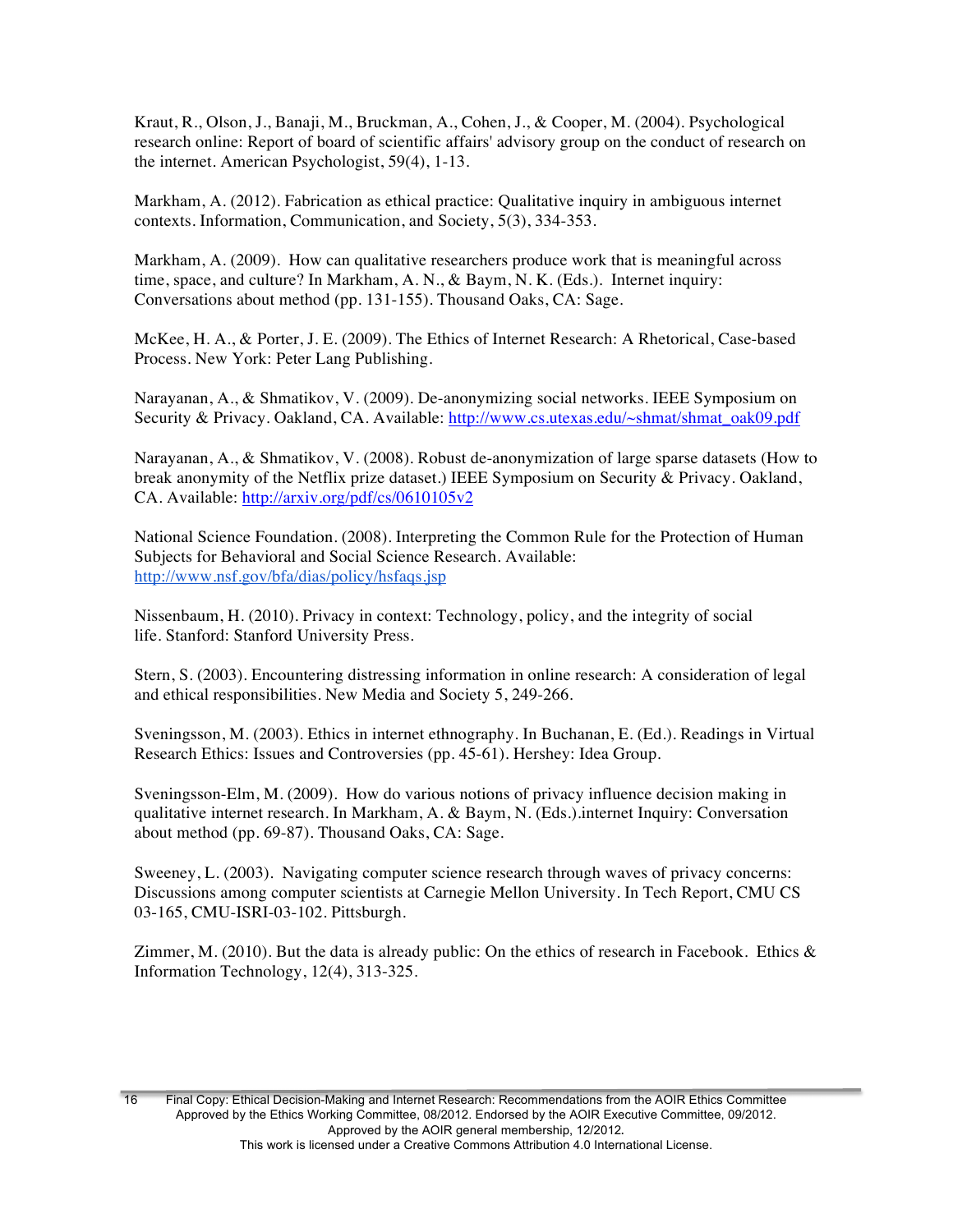Kraut, R., Olson, J., Banaji, M., Bruckman, A., Cohen, J., & Cooper, M. (2004). Psychological research online: Report of board of scientific affairs' advisory group on the conduct of research on the internet. American Psychologist, 59(4), 1-13.

Markham, A. (2012). Fabrication as ethical practice: Qualitative inquiry in ambiguous internet contexts. Information, Communication, and Society, 5(3), 334-353.

Markham, A. (2009). How can qualitative researchers produce work that is meaningful across time, space, and culture? In Markham, A. N., & Baym, N. K. (Eds.). Internet inquiry: Conversations about method (pp. 131-155). Thousand Oaks, CA: Sage.

McKee, H. A., & Porter, J. E. (2009). The Ethics of Internet Research: A Rhetorical, Case-based Process. New York: Peter Lang Publishing.

Narayanan, A., & Shmatikov, V. (2009). De-anonymizing social networks. IEEE Symposium on Security & Privacy. Oakland, CA. Available: [http://www.cs.utexas.edu/~shmat/shmat_oak09.pdf](http://www.cs.utexas.edu/~shmat/shmat_oak09.pdf)

Narayanan, A., & Shmatikov, V. (2008). Robust de-anonymization of large sparse datasets (How to break anonymity of the Netflix prize dataset.) IEEE Symposium on Security & Privacy. Oakland, CA. Available: [http://arxiv.org/pdf/cs/0610105v2](http://arxiv.org/pdf/cs/0610105v2)

National Science Foundation. (2008). Interpreting the Common Rule for the Protection of Human Subjects for Behavioral and Social Science Research. Available: [http://www.nsf.gov/bfa/dias/policy/hsfaqs.jsp](http://www.nsf.gov/bfa/dias/policy/hsfaqs.jsp)

Nissenbaum, H. (2010). Privacy in context: Technology, policy, and the integrity of social life. Stanford: Stanford University Press.

Stern, S. (2003). Encountering distressing information in online research: A consideration of legal and ethical responsibilities. New Media and Society 5, 249-266.

Sveningsson, M. (2003). Ethics in internet ethnography. In Buchanan, E. (Ed.). Readings in Virtual Research Ethics: Issues and Controversies (pp. 45-61). Hershey: Idea Group.

Sveningsson-Elm, M. (2009). How do various notions of privacy influence decision making in qualitative internet research. In Markham, A. & Baym, N. (Eds.).internet Inquiry: Conversation about method (pp. 69-87). Thousand Oaks, CA: Sage.

Sweeney, L. (2003). Navigating computer science research through waves of privacy concerns: Discussions among computer scientists at Carnegie Mellon University. In Tech Report, CMU CS 03-165, CMU-ISRI-03-102. Pittsburgh.

Zimmer, M. (2010). But the data is already public: On the ethics of research in Facebook. Ethics & Information Technology, 12(4), 313-325.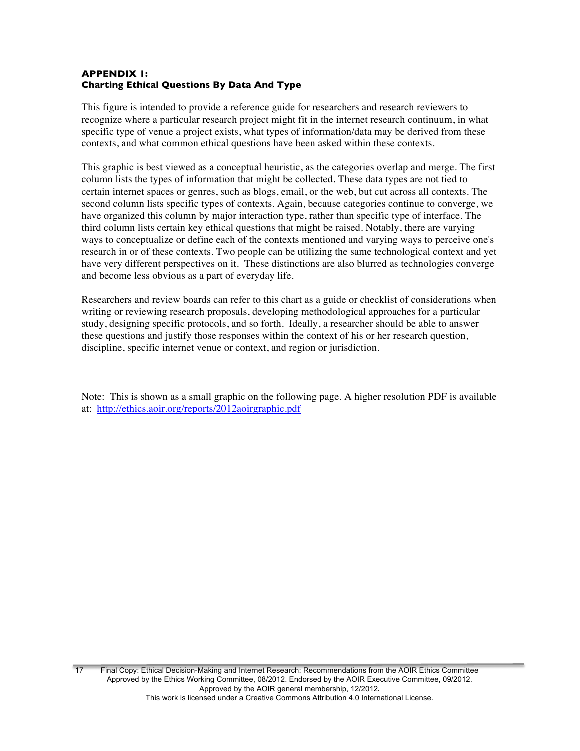**APPENDIX 1:**
**Charting Ethical Questions By Data And Type**

This figure is intended to provide a reference guide for researchers and research reviewers to recognize where a particular research project might fit in the internet research continuum, in what specific type of venue a project exists, what types of information/data may be derived from these contexts, and what common ethical questions have been asked within these contexts.

This graphic is best viewed as a conceptual heuristic, as the categories overlap and merge. The first column lists the types of information that might be collected. These data types are not tied to certain internet spaces or genres, such as blogs, email, or the web, but cut across all contexts. The second column lists specific types of contexts. Again, because categories continue to converge, we have organized this column by major interaction type, rather than specific type of interface. The third column lists certain key ethical questions that might be raised. Notably, there are varying ways to conceptualize or define each of the contexts mentioned and varying ways to perceive one's research in or of these contexts. Two people can be utilizing the same technological context and yet have very different perspectives on it. These distinctions are also blurred as technologies converge and become less obvious as a part of everyday life.

Researchers and review boards can refer to this chart as a guide or checklist of considerations when writing or reviewing research proposals, developing methodological approaches for a particular study, designing specific protocols, and so forth. Ideally, a researcher should be able to answer these questions and justify those responses within the context of his or her research question, discipline, specific internet venue or context, and region or jurisdiction.

Note: This is shown as a small graphic on the following page. A higher resolution PDF is available at: [http://ethics.aoir.org/reports/2012aoirgraphic.pdf](http://ethics.aoir.org/reports/2012aoirgraphic.pdf)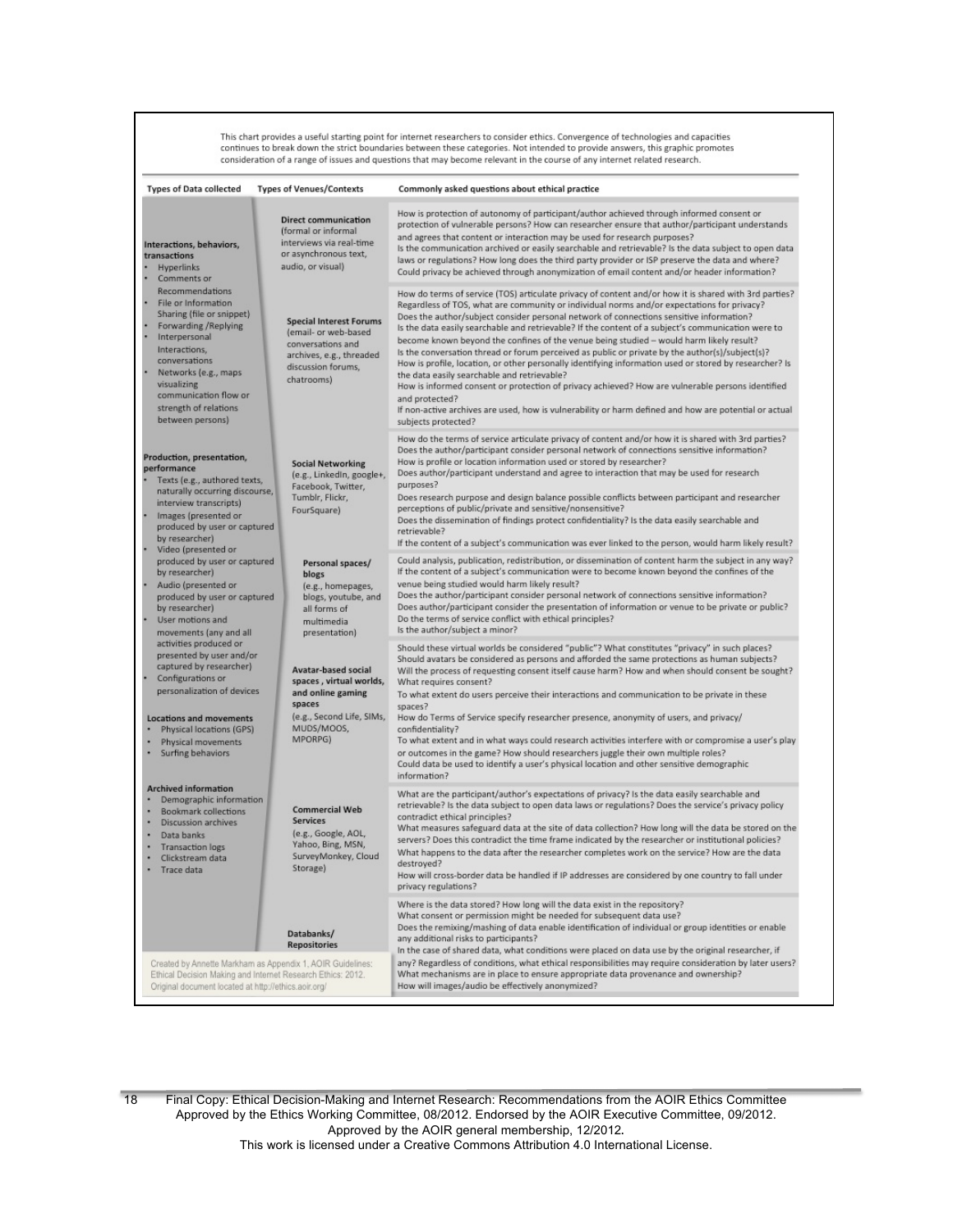This chart provides a useful starting point for internet researchers to consider ethics. Convergence of technologies and capacities continues to break down the strict boundaries between these categories. Not intended to provide answers, this graphic promotes consideration of a range of issues and questions that may become relevant in the course of any internet related research.

| Types of Data collected | Types of Venues/Contexts | Commonly asked questions about ethical practice |
|---|---|---|
| **Interactions, behaviors, transactions**<br>• Hyperlinks<br>• Comments or Recommendations<br>• File or Information Sharing (file or snippet)<br>• Forwarding /Replying<br>• Interpersonal Interactions, conversations<br>• Networks (e.g., maps visualizing communication flow or strength of relations between persons) | **Direct communication** (formal or informal interviews via real-time or asynchronous text, audio, or visual) | How is protection of autonomy of participant/author achieved through informed consent or protection of vulnerable persons? How can researcher ensure that author/participant understands and agrees that content or interaction may be used for research purposes?<br>Is the communication archived or easily searchable and retrievable? Is the data subject to open data laws or regulations? How long does the third party provider or ISP preserve the data and where?<br>Could privacy be achieved through anonymization of email content and/or header information? |
| | **Special Interest Forums** (email- or web-based conversations and archives, e.g., threaded discussion forums, chatrooms) | How do terms of service (TOS) articulate privacy of content and/or how it is shared with 3rd parties?<br>Regardless of TOS, what are community or individual norms and/or expectations for privacy?<br>Does the author/subject consider personal network of connections sensitive information?<br>Is the data easily searchable and retrievable? If the content of a subject's communication were to become known beyond the confines of the venue being studied – would harm likely result?<br>Is the conversation thread or forum perceived as public or private by the author(s)/subject(s)?<br>How is profile, location, or other personally identifying information used or stored by researcher? Is the data easily searchable and retrievable?<br>How is informed consent or protection of privacy achieved? How are vulnerable persons identified and protected?<br>If non-active archives are used, how is vulnerability or harm defined and how are potential or actual subjects protected? |
| **Production, presentation, performance**<br>• Texts (e.g., authored texts, naturally occurring discourse, interview transcripts)<br>• Images (presented or produced by user or captured by researcher)<br>• Video (presented or produced by user or captured by researcher)<br>• Audio (presented or produced by user or captured by researcher)<br>• User motions and movements (any and all activities produced or presented by user and/or captured by researcher)<br>• Configurations or personalization of devices | **Social Networking** (e.g., LinkedIn, google+, Facebook, Twitter, Tumblr, Flickr, FourSquare) | How do the terms of service articulate privacy of content and/or how it is shared with 3rd parties?<br>Does the author/participant consider personal network of connections sensitive information?<br>How is profile or location information used or stored by researcher?<br>Does author/participant understand and agree to interaction that may be used for research purposes?<br>Does research purpose and design balance possible conflicts between participant and researcher perceptions of public/private and sensitive/nonsensitive?<br>Does the dissemination of findings protect confidentiality? Is the data easily searchable and retrievable?<br>If the content of a subject's communication was ever linked to the person, would harm likely result? |
| | **Personal spaces/ blogs** (e.g., homepages, blogs, youtube, and all forms of multimedia presentation) | Could analysis, publication, redistribution, or dissemination of content harm the subject in any way?<br>If the content of a subject's communication were to become known beyond the confines of the venue being studied would harm likely result?<br>Does the author/participant consider personal network of connections sensitive information?<br>Does author/participant consider the presentation of information or venue to be private or public?<br>Do the terms of service conflict with ethical principles?<br>Is the author/subject a minor? |
| **Locations and movements**<br>• Physical locations (GPS)<br>• Physical movements<br>• Surfing behaviors | **Avatar-based social spaces , virtual worlds, and online gaming spaces** (e.g., Second Life, SIMs, MUDS/MOOS, MPORPG) | Should these virtual worlds be considered "public"? What constitutes "privacy" in such places?<br>Should avatars be considered as persons and afforded the same protections as human subjects?<br>Will the process of requesting consent itself cause harm? How and when should consent be sought? What requires consent?<br>To what extent do users perceive their interactions and communication to be private in these spaces?<br>How do Terms of Service specify researcher presence, anonymity of users, and privacy/ confidentiality?<br>To what extent and in what ways could research activities interfere with or compromise a user's play or outcomes in the game? How should researchers juggle their own multiple roles?<br>Could data be used to identify a user's physical location and other sensitive demographic information? |
| **Archived information**<br>• Demographic information<br>• Bookmark collections<br>• Discussion archives<br>• Data banks<br>• Transaction logs<br>• Clickstream data<br>• Trace data | **Commercial Web Services** (e.g., Google, AOL, Yahoo, Bing, MSN, SurveyMonkey, Cloud Storage) | What are the participant/author's expectations of privacy? Is the data easily searchable and retrievable? Is the data subject to open data laws or regulations? Does the service's privacy policy contradict ethical principles?<br>What measures safeguard data at the site of data collection? How long will the data be stored on the servers? Does this contradict the time frame indicated by the researcher or institutional policies?<br>What happens to the data after the researcher completes work on the service? How are the data destroyed?<br>How will cross-border data be handled if IP addresses are considered by one country to fall under privacy regulations? |
| | **Databanks/ Repositories** | Where is the data stored? How long will the data exist in the repository?<br>What consent or permission might be needed for subsequent data use?<br>Does the remixing/mashing of data enable identification of individual or group identities or enable any additional risks to participants?<br>In the case of shared data, what conditions were placed on data use by the original researcher, if any? Regardless of conditions, what ethical responsibilities may require consideration by later users?<br>What mechanisms are in place to ensure appropriate data provenance and ownership?<br>How will images/audio be effectively anonymized? |

Created by Annette Markham as Appendix 1, AOIR Guidelines: Ethical Decision Making and Internet Research Ethics: 2012. Original document located at http://ethics.aoir.org/

Final Copy: Ethical Decision-Making and Internet Research: Recommendations from the AOIR Ethics Committee
Approved by the Ethics Working Committee, 08/2012. Endorsed by the AOIR Executive Committee, 09/2012.
Approved by the AOIR general membership, 12/2012.
This work is licensed under a Creative Commons Attribution 4.0 International License.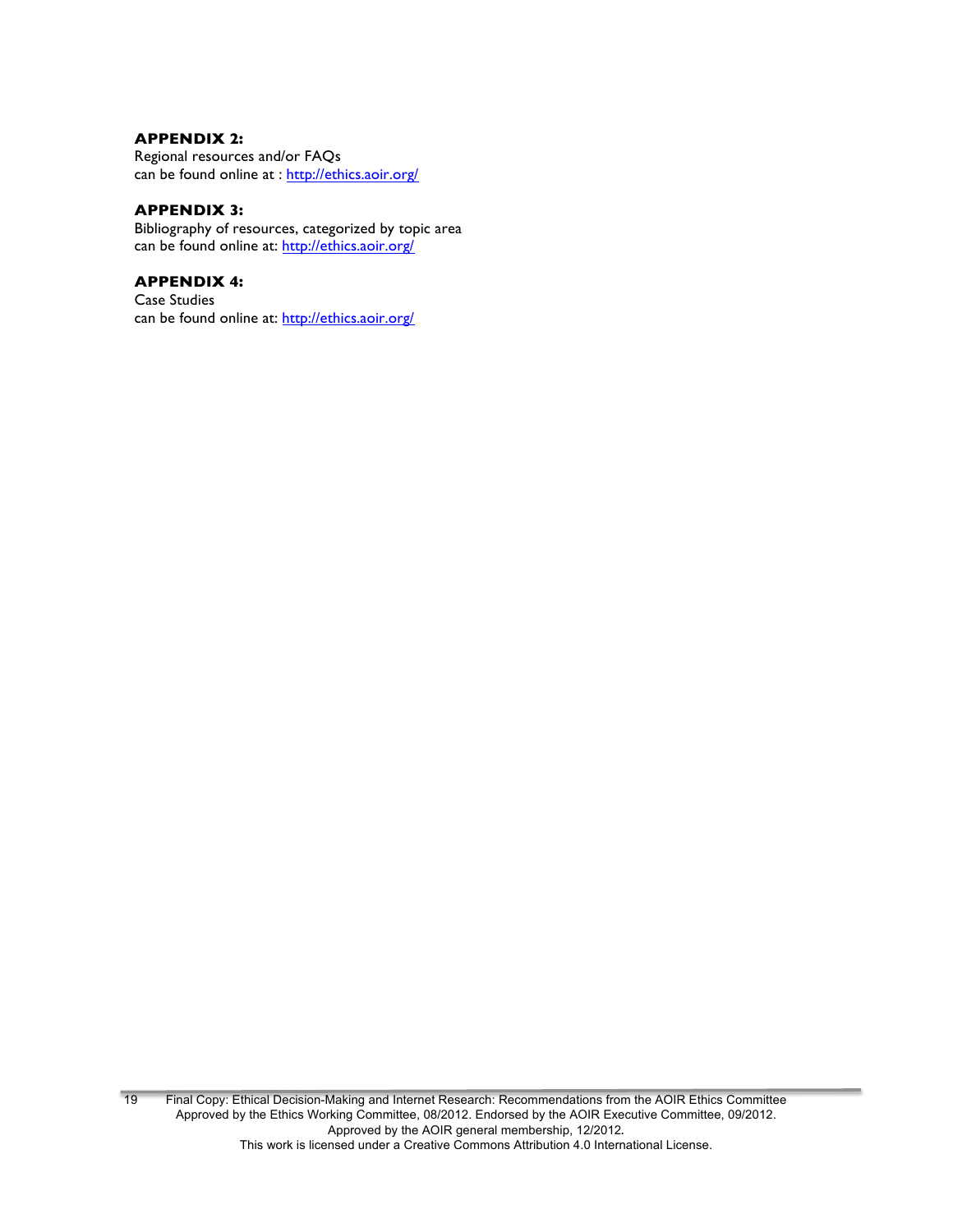### APPENDIX 2:

Regional resources and/or FAQs
can be found online at : http://ethics.aoir.org/

### APPENDIX 3:

Bibliography of resources, categorized by topic area
can be found online at: http://ethics.aoir.org/

### APPENDIX 4:

Case Studies
can be found online at: http://ethics.aoir.org/